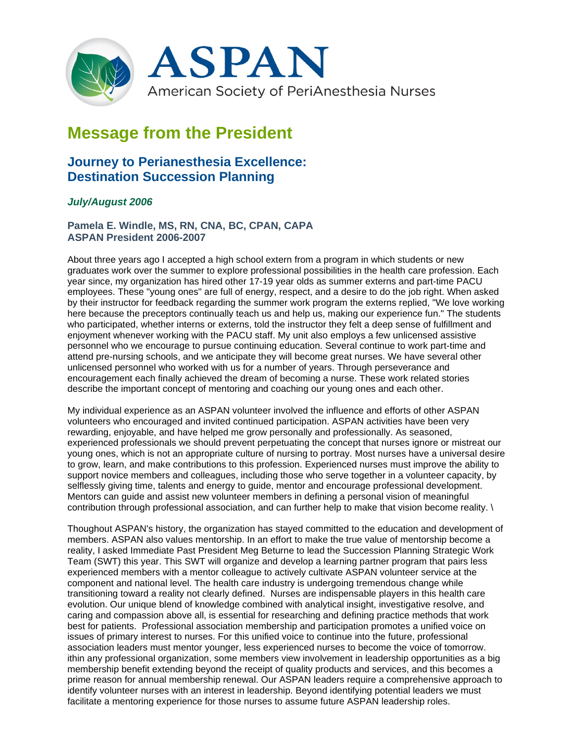# ASPAN

American Society of PeriAnesthesia Nurses

## Message from the President

### Journey to Perianesthesia Excellence: Destination Succession Planning

***July/August 2006***

**Pamela E. Windle, MS, RN, CNA, BC, CPAN, CAPA**
**ASPAN President 2006-2007**

About three years ago I accepted a high school extern from a program in which students or new graduates work over the summer to explore professional possibilities in the health care profession. Each year since, my organization has hired other 17-19 year olds as summer externs and part-time PACU employees. These "young ones" are full of energy, respect, and a desire to do the job right. When asked by their instructor for feedback regarding the summer work program the externs replied, "We love working here because the preceptors continually teach us and help us, making our experience fun." The students who participated, whether interns or externs, told the instructor they felt a deep sense of fulfillment and enjoyment whenever working with the PACU staff. My unit also employs a few unlicensed assistive personnel who we encourage to pursue continuing education. Several continue to work part-time and attend pre-nursing schools, and we anticipate they will become great nurses. We have several other unlicensed personnel who worked with us for a number of years. Through perseverance and encouragement each finally achieved the dream of becoming a nurse. These work related stories describe the important concept of mentoring and coaching our young ones and each other.

My individual experience as an ASPAN volunteer involved the influence and efforts of other ASPAN volunteers who encouraged and invited continued participation. ASPAN activities have been very rewarding, enjoyable, and have helped me grow personally and professionally. As seasoned, experienced professionals we should prevent perpetuating the concept that nurses ignore or mistreat our young ones, which is not an appropriate culture of nursing to portray. Most nurses have a universal desire to grow, learn, and make contributions to this profession. Experienced nurses must improve the ability to support novice members and colleagues, including those who serve together in a volunteer capacity, by selflessly giving time, talents and energy to guide, mentor and encourage professional development. Mentors can guide and assist new volunteer members in defining a personal vision of meaningful contribution through professional association, and can further help to make that vision become reality. \

Thoughout ASPAN's history, the organization has stayed committed to the education and development of members. ASPAN also values mentorship. In an effort to make the true value of mentorship become a reality, I asked Immediate Past President Meg Beturne to lead the Succession Planning Strategic Work Team (SWT) this year. This SWT will organize and develop a learning partner program that pairs less experienced members with a mentor colleague to actively cultivate ASPAN volunteer service at the component and national level. The health care industry is undergoing tremendous change while transitioning toward a reality not clearly defined. Nurses are indispensable players in this health care evolution. Our unique blend of knowledge combined with analytical insight, investigative resolve, and caring and compassion above all, is essential for researching and defining practice methods that work best for patients. Professional association membership and participation promotes a unified voice on issues of primary interest to nurses. For this unified voice to continue into the future, professional association leaders must mentor younger, less experienced nurses to become the voice of tomorrow. ithin any professional organization, some members view involvement in leadership opportunities as a big membership benefit extending beyond the receipt of quality products and services, and this becomes a prime reason for annual membership renewal. Our ASPAN leaders require a comprehensive approach to identify volunteer nurses with an interest in leadership. Beyond identifying potential leaders we must facilitate a mentoring experience for those nurses to assume future ASPAN leadership roles.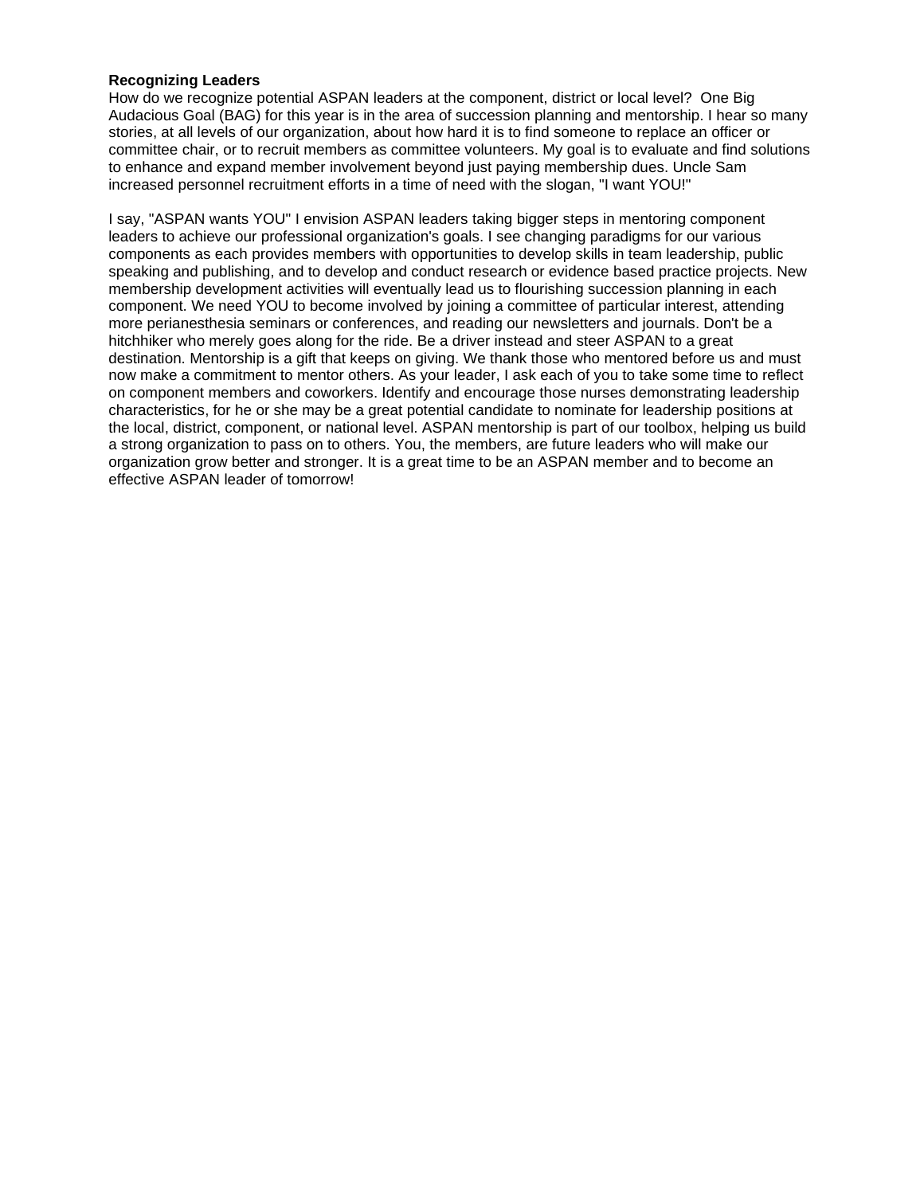**Recognizing Leaders**

How do we recognize potential ASPAN leaders at the component, district or local level? One Big Audacious Goal (BAG) for this year is in the area of succession planning and mentorship. I hear so many stories, at all levels of our organization, about how hard it is to find someone to replace an officer or committee chair, or to recruit members as committee volunteers. My goal is to evaluate and find solutions to enhance and expand member involvement beyond just paying membership dues. Uncle Sam increased personnel recruitment efforts in a time of need with the slogan, "I want YOU!"

I say, "ASPAN wants YOU" I envision ASPAN leaders taking bigger steps in mentoring component leaders to achieve our professional organization's goals. I see changing paradigms for our various components as each provides members with opportunities to develop skills in team leadership, public speaking and publishing, and to develop and conduct research or evidence based practice projects. New membership development activities will eventually lead us to flourishing succession planning in each component. We need YOU to become involved by joining a committee of particular interest, attending more perianesthesia seminars or conferences, and reading our newsletters and journals. Don't be a hitchhiker who merely goes along for the ride. Be a driver instead and steer ASPAN to a great destination. Mentorship is a gift that keeps on giving. We thank those who mentored before us and must now make a commitment to mentor others. As your leader, I ask each of you to take some time to reflect on component members and coworkers. Identify and encourage those nurses demonstrating leadership characteristics, for he or she may be a great potential candidate to nominate for leadership positions at the local, district, component, or national level. ASPAN mentorship is part of our toolbox, helping us build a strong organization to pass on to others. You, the members, are future leaders who will make our organization grow better and stronger. It is a great time to be an ASPAN member and to become an effective ASPAN leader of tomorrow!